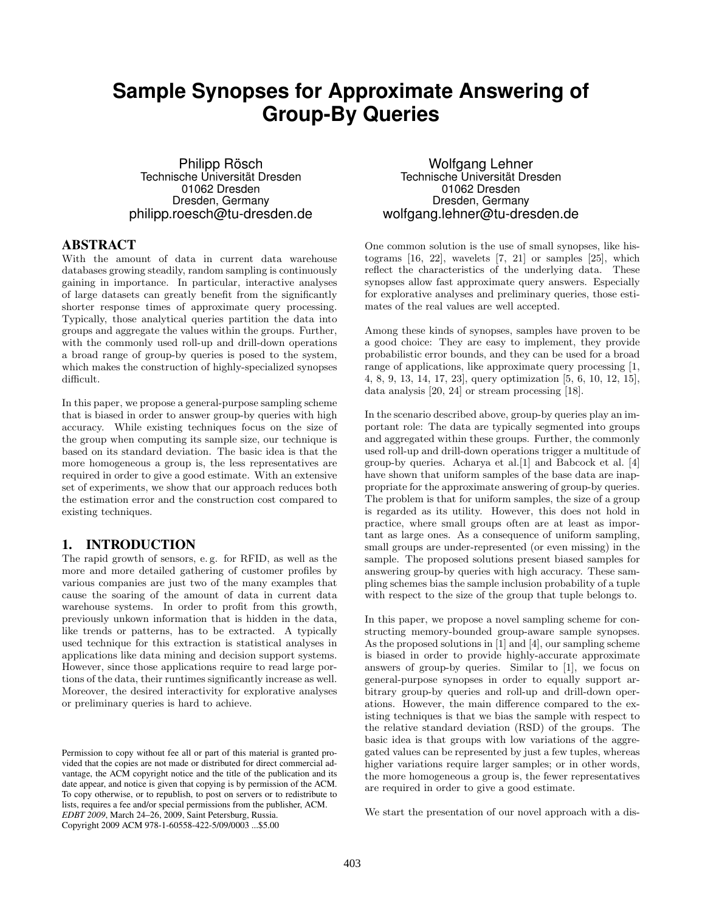# Sample Synopses for Approximate Answering of Group-By Queries

Philipp Rösch
Technische Universität Dresden
01062 Dresden
Dresden, Germany
philipp.roesch@tu-dresden.de

Wolfgang Lehner
Technische Universität Dresden
01062 Dresden
Dresden, Germany
wolfgang.lehner@tu-dresden.de

## ABSTRACT

With the amount of data in current data warehouse databases growing steadily, random sampling is continuously gaining in importance. In particular, interactive analyses of large datasets can greatly benefit from the significantly shorter response times of approximate query processing. Typically, those analytical queries partition the data into groups and aggregate the values within the groups. Further, with the commonly used roll-up and drill-down operations a broad range of group-by queries is posed to the system, which makes the construction of highly-specialized synopses difficult.

In this paper, we propose a general-purpose sampling scheme that is biased in order to answer group-by queries with high accuracy. While existing techniques focus on the size of the group when computing its sample size, our technique is based on its standard deviation. The basic idea is that the more homogeneous a group is, the less representatives are required in order to give a good estimate. With an extensive set of experiments, we show that our approach reduces both the estimation error and the construction cost compared to existing techniques.

## 1. INTRODUCTION

The rapid growth of sensors, e. g. for RFID, as well as the more and more detailed gathering of customer profiles by various companies are just two of the many examples that cause the soaring of the amount of data in current data warehouse systems. In order to profit from this growth, previously unkown information that is hidden in the data, like trends or patterns, has to be extracted. A typically used technique for this extraction is statistical analyses in applications like data mining and decision support systems. However, since those applications require to read large portions of the data, their runtimes significantly increase as well. Moreover, the desired interactivity for explorative analyses or preliminary queries is hard to achieve.

Permission to copy without fee all or part of this material is granted provided that the copies are not made or distributed for direct commercial advantage, the ACM copyright notice and the title of the publication and its date appear, and notice is given that copying is by permission of the ACM. To copy otherwise, or to republish, to post on servers or to redistribute to lists, requires a fee and/or special permissions from the publisher, ACM. *EDBT 2009*, March 24–26, 2009, Saint Petersburg, Russia.
Copyright 2009 ACM 978-1-60558-422-5/09/0003 ...$5.00

One common solution is the use of small synopses, like histograms [16, 22], wavelets [7, 21] or samples [25], which reflect the characteristics of the underlying data. These synopses allow fast approximate query answers. Especially for explorative analyses and preliminary queries, those estimates of the real values are well accepted.

Among these kinds of synopses, samples have proven to be a good choice: They are easy to implement, they provide probabilistic error bounds, and they can be used for a broad range of applications, like approximate query processing [1, 4, 8, 9, 13, 14, 17, 23], query optimization [5, 6, 10, 12, 15], data analysis [20, 24] or stream processing [18].

In the scenario described above, group-by queries play an important role: The data are typically segmented into groups and aggregated within these groups. Further, the commonly used roll-up and drill-down operations trigger a multitude of group-by queries. Acharya et al.[1] and Babcock et al. [4] have shown that uniform samples of the base data are inappropriate for the approximate answering of group-by queries. The problem is that for uniform samples, the size of a group is regarded as its utility. However, this does not hold in practice, where small groups often are at least as important as large ones. As a consequence of uniform sampling, small groups are under-represented (or even missing) in the sample. The proposed solutions present biased samples for answering group-by queries with high accuracy. These sampling schemes bias the sample inclusion probability of a tuple with respect to the size of the group that tuple belongs to.

In this paper, we propose a novel sampling scheme for constructing memory-bounded group-aware sample synopses. As the proposed solutions in [1] and [4], our sampling scheme is biased in order to provide highly-accurate approximate answers of group-by queries. Similar to [1], we focus on general-purpose synopses in order to equally support arbitrary group-by queries and roll-up and drill-down operations. However, the main difference compared to the existing techniques is that we bias the sample with respect to the relative standard deviation (RSD) of the groups. The basic idea is that groups with low variations of the aggregated values can be represented by just a few tuples, whereas higher variations require larger samples; or in other words, the more homogeneous a group is, the fewer representatives are required in order to give a good estimate.

We start the presentation of our novel approach with a dis-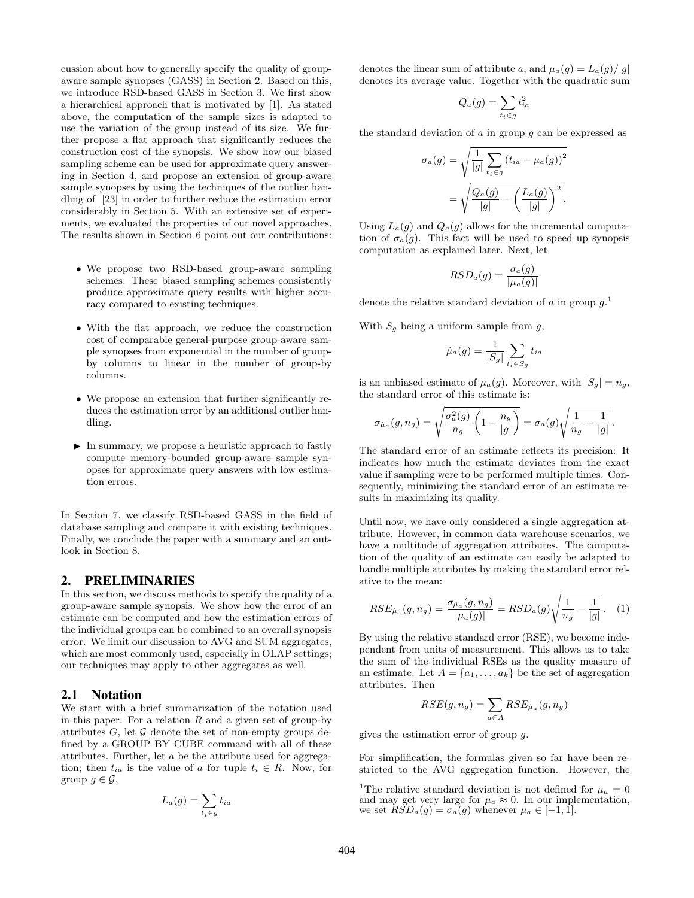cussion about how to generally specify the quality of group-aware sample synopses (GASS) in Section 2. Based on this, we introduce RSD-based GASS in Section 3. We first show a hierarchical approach that is motivated by [1]. As stated above, the computation of the sample sizes is adapted to use the variation of the group instead of its size. We further propose a flat approach that significantly reduces the construction cost of the synopsis. We show how our biased sampling scheme can be used for approximate query answering in Section 4, and propose an extension of group-aware sample synopses by using the techniques of the outlier handling of [23] in order to further reduce the estimation error considerably in Section 5. With an extensive set of experiments, we evaluated the properties of our novel approaches. The results shown in Section 6 point out our contributions:

- We propose two RSD-based group-aware sampling schemes. These biased sampling schemes consistently produce approximate query results with higher accuracy compared to existing techniques.
- With the flat approach, we reduce the construction cost of comparable general-purpose group-aware sample synopses from exponential in the number of group-by columns to linear in the number of group-by columns.
- We propose an extension that further significantly reduces the estimation error by an additional outlier handling.

► In summary, we propose a heuristic approach to fastly compute memory-bounded group-aware sample synopses for approximate query answers with low estimation errors.

In Section 7, we classify RSD-based GASS in the field of database sampling and compare it with existing techniques. Finally, we conclude the paper with a summary and an outlook in Section 8.

## 2. PRELIMINARIES

In this section, we discuss methods to specify the quality of a group-aware sample synopsis. We show how the error of an estimate can be computed and how the estimation errors of the individual groups can be combined to an overall synopsis error. We limit our discussion to AVG and SUM aggregates, which are most commonly used, especially in OLAP settings; our techniques may apply to other aggregates as well.

### 2.1 Notation

We start with a brief summarization of the notation used in this paper. For a relation $R$ and a given set of group-by attributes $G$, let $\mathcal{G}$ denote the set of non-empty groups defined by a GROUP BY CUBE command with all of these attributes. Further, let $a$ be the attribute used for aggregation; then $t_{ia}$ is the value of $a$ for tuple $t_i \in R$. Now, for group $g \in \mathcal{G}$,

$$L_a(g) = \sum_{t_i \in g} t_{ia}$$

denotes the linear sum of attribute $a$, and $\mu_a(g) = L_a(g)/|g|$ denotes its average value. Together with the quadratic sum

$$Q_a(g) = \sum_{t_i \in g} t_{ia}^2$$

the standard deviation of $a$ in group $g$ can be expressed as

$$\sigma_a(g) = \sqrt{\frac{1}{|g|} \sum_{t_i \in g} (t_{ia} - \mu_a(g))^2} = \sqrt{\frac{Q_a(g)}{|g|} - \left(\frac{L_a(g)}{|g|}\right)^2}.$$

Using $L_a(g)$ and $Q_a(g)$ allows for the incremental computation of $\sigma_a(g)$. This fact will be used to speed up synopsis computation as explained later. Next, let

$$RSD_a(g) = \frac{\sigma_a(g)}{|\mu_a(g)|}$$

denote the relative standard deviation of $a$ in group $g$.[1]

With $S_g$ being a uniform sample from $g$,

$$\hat{\mu}_a(g) = \frac{1}{|S_g|} \sum_{t_i \in S_g} t_{ia}$$

is an unbiased estimate of $\mu_a(g)$. Moreover, with $|S_g| = n_g$, the standard error of this estimate is:

$$\sigma_{\hat{\mu}_a}(g, n_g) = \sqrt{\frac{\sigma_a^2(g)}{n_g} \left(1 - \frac{n_g}{|g|}\right)} = \sigma_a(g) \sqrt{\frac{1}{n_g} - \frac{1}{|g|}}.$$

The standard error of an estimate reflects its precision: It indicates how much the estimate deviates from the exact value if sampling were to be performed multiple times. Consequently, minimizing the standard error of an estimate results in maximizing its quality.

Until now, we have only considered a single aggregation attribute. However, in common data warehouse scenarios, we have a multitude of aggregation attributes. The computation of the quality of an estimate can easily be adapted to handle multiple attributes by making the standard error relative to the mean:

$$RSE_{\hat{\mu}_a}(g, n_g) = \frac{\sigma_{\hat{\mu}_a}(g, n_g)}{|\mu_a(g)|} = RSD_a(g) \sqrt{\frac{1}{n_g} - \frac{1}{|g|}}. \quad (1)$$

By using the relative standard error (RSE), we become independent from units of measurement. This allows us to take the sum of the individual RSEs as the quality measure of an estimate. Let $A = \{a_1, \ldots, a_k\}$ be the set of aggregation attributes. Then

$$RSE(g, n_g) = \sum_{a \in A} RSE_{\hat{\mu}_a}(g, n_g)$$

gives the estimation error of group $g$.

For simplification, the formulas given so far have been restricted to the AVG aggregation function. However, the

[1] The relative standard deviation is not defined for $\mu_a = 0$ and may get very large for $\mu_a \approx 0$. In our implementation, we set $RSD_a(g) = \sigma_a(g)$ whenever $\mu_a \in [-1, 1]$.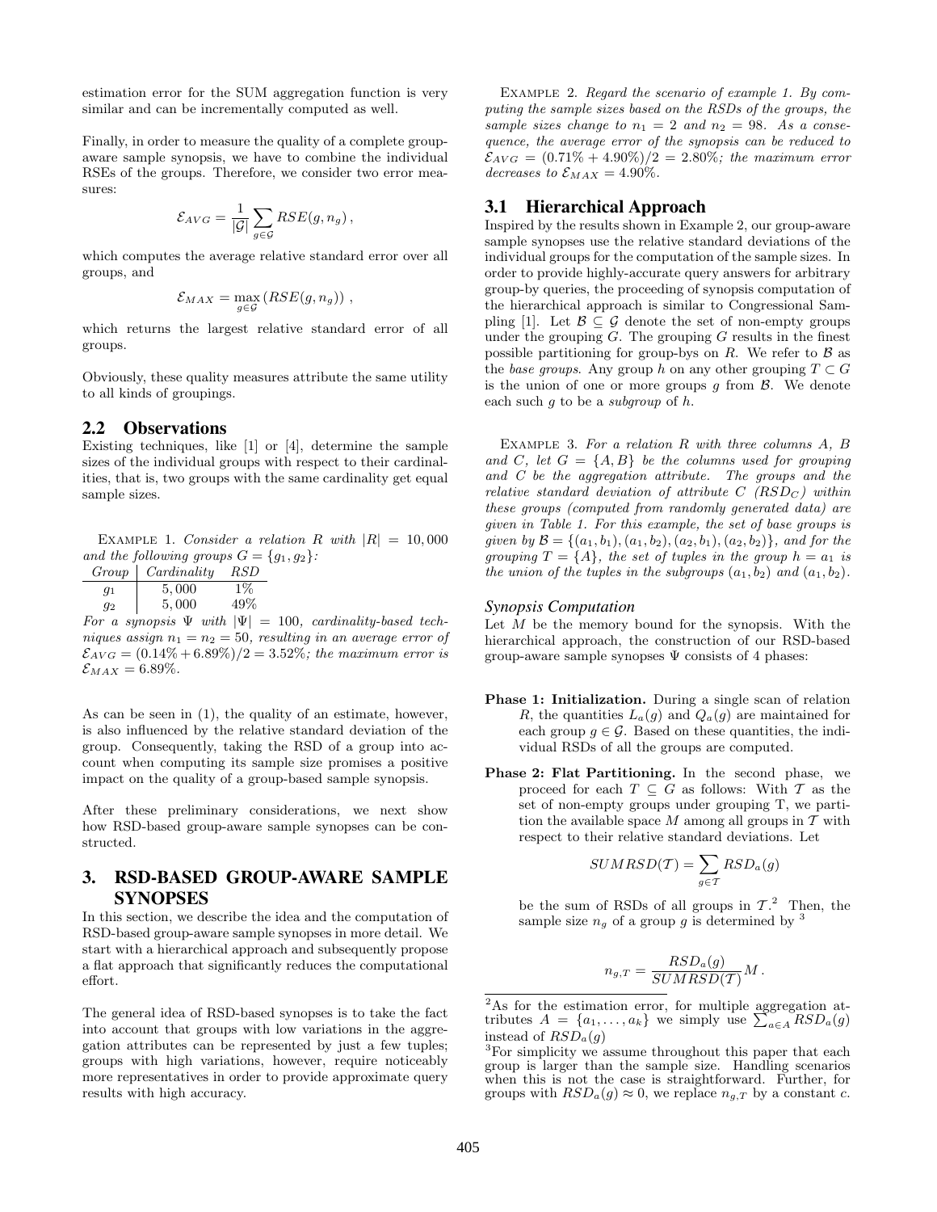estimation error for the SUM aggregation function is very similar and can be incrementally computed as well.

Finally, in order to measure the quality of a complete group-aware sample synopsis, we have to combine the individual RSEs of the groups. Therefore, we consider two error measures:

$$\mathcal{E}_{AVG} = \frac{1}{|\mathcal{G}|} \sum_{g \in \mathcal{G}} RSE(g, n_g)\,,$$

which computes the average relative standard error over all groups, and

$$\mathcal{E}_{MAX} = \max_{g \in \mathcal{G}} \left( RSE(g, n_g) \right)\,,$$

which returns the largest relative standard error of all groups.

Obviously, these quality measures attribute the same utility to all kinds of groupings.

## 2.2 Observations

Existing techniques, like [1] or [4], determine the sample sizes of the individual groups with respect to their cardinalities, that is, two groups with the same cardinality get equal sample sizes.

Example 1. *Consider a relation $R$ with $|R| = 10{,}000$ and the following groups $G = \{g_1, g_2\}$:*

| *Group* | *Cardinality* | *RSD* |
|---|---|---|
| $g_1$ | 5,000 | 1% |
| $g_2$ | 5,000 | 49% |

*For a synopsis $\Psi$ with $|\Psi| = 100$, cardinality-based techniques assign $n_1 = n_2 = 50$, resulting in an average error of $\mathcal{E}_{AVG} = (0.14\% + 6.89\%)/2 = 3.52\%$; the maximum error is $\mathcal{E}_{MAX} = 6.89\%$.*

As can be seen in (1), the quality of an estimate, however, is also influenced by the relative standard deviation of the group. Consequently, taking the RSD of a group into account when computing its sample size promises a positive impact on the quality of a group-based sample synopsis.

After these preliminary considerations, we next show how RSD-based group-aware sample synopses can be constructed.

# 3. RSD-BASED GROUP-AWARE SAMPLE SYNOPSES

In this section, we describe the idea and the computation of RSD-based group-aware sample synopses in more detail. We start with a hierarchical approach and subsequently propose a flat approach that significantly reduces the computational effort.

The general idea of RSD-based synopses is to take the fact into account that groups with low variations in the aggregation attributes can be represented by just a few tuples; groups with high variations, however, require noticeably more representatives in order to provide approximate query results with high accuracy.

Example 2. *Regard the scenario of example 1. By computing the sample sizes based on the RSDs of the groups, the sample sizes change to $n_1 = 2$ and $n_2 = 98$. As a consequence, the average error of the synopsis can be reduced to $\mathcal{E}_{AVG} = (0.71\% + 4.90\%)/2 = 2.80\%$; the maximum error decreases to $\mathcal{E}_{MAX} = 4.90\%$.*

## 3.1 Hierarchical Approach

Inspired by the results shown in Example 2, our group-aware sample synopses use the relative standard deviations of the individual groups for the computation of the sample sizes. In order to provide highly-accurate query answers for arbitrary group-by queries, the proceeding of synopsis computation of the hierarchical approach is similar to Congressional Sampling [1]. Let $\mathcal{B} \subseteq \mathcal{G}$ denote the set of non-empty groups under the grouping $G$. The grouping $G$ results in the finest possible partitioning for group-bys on $R$. We refer to $\mathcal{B}$ as the *base groups*. Any group $h$ on any other grouping $T \subset G$ is the union of one or more groups $g$ from $\mathcal{B}$. We denote each such $g$ to be a *subgroup* of $h$.

Example 3. *For a relation $R$ with three columns $A$, $B$ and $C$, let $G = \{A, B\}$ be the columns used for grouping and $C$ be the aggregation attribute. The groups and the relative standard deviation of attribute $C$ ($RSD_C$) within these groups (computed from randomly generated data) are given in Table 1. For this example, the set of base groups is given by $\mathcal{B} = \{(a_1, b_1), (a_1, b_2), (a_2, b_1), (a_2, b_2)\}$, and for the grouping $T = \{A\}$, the set of tuples in the group $h = a_1$ is the union of the tuples in the subgroups $(a_1, b_2)$ and $(a_1, b_2)$.*

### Synopsis Computation

Let $M$ be the memory bound for the synopsis. With the hierarchical approach, the construction of our RSD-based group-aware sample synopses $\Psi$ consists of 4 phases:

**Phase 1: Initialization.** During a single scan of relation $R$, the quantities $L_a(g)$ and $Q_a(g)$ are maintained for each group $g \in \mathcal{G}$. Based on these quantities, the individual RSDs of all the groups are computed.

**Phase 2: Flat Partitioning.** In the second phase, we proceed for each $T \subseteq G$ as follows: With $\mathcal{T}$ as the set of non-empty groups under grouping T, we partition the available space $M$ among all groups in $\mathcal{T}$ with respect to their relative standard deviations. Let

$$SUMRSD(\mathcal{T}) = \sum_{g \in \mathcal{T}} RSD_a(g)$$

be the sum of RSDs of all groups in $\mathcal{T}$.[2] Then, the sample size $n_g$ of a group $g$ is determined by [3]

$$n_{g,T} = \frac{RSD_a(g)}{SUMRSD(\mathcal{T})} M\,.$$

[2] As for the estimation error, for multiple aggregation attributes $A = \{a_1, \ldots, a_k\}$ we simply use $\sum_{a \in A} RSD_a(g)$ instead of $RSD_a(g)$

[3] For simplicity we assume throughout this paper that each group is larger than the sample size. Handling scenarios when this is not the case is straightforward. Further, for groups with $RSD_a(g) \approx 0$, we replace $n_{g,T}$ by a constant $c$.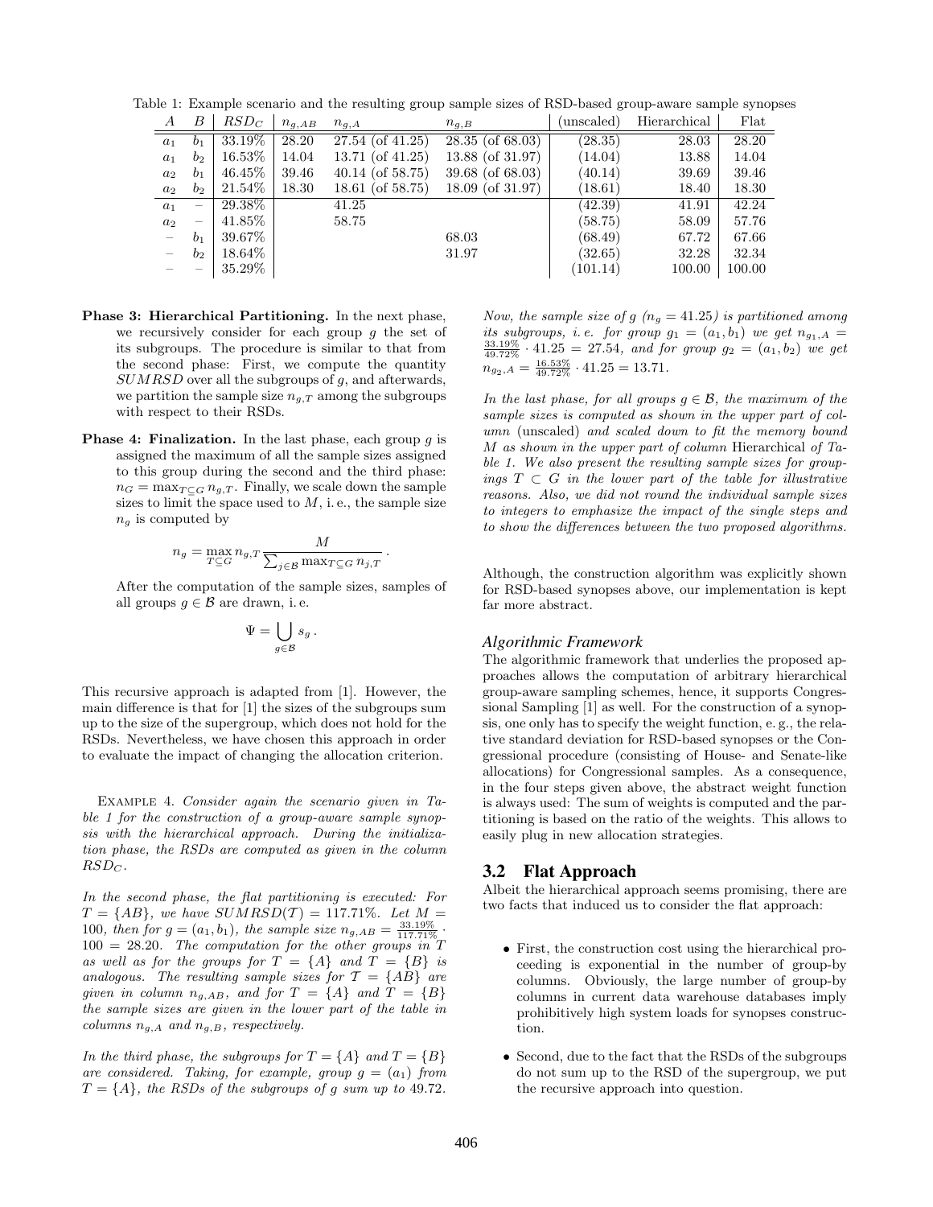Table 1: Example scenario and the resulting group sample sizes of RSD-based group-aware sample synopses

| $A$ | $B$ | $RSD_C$ | $n_{g,AB}$ | $n_{g,A}$ | $n_{g,B}$ | (unscaled) | Hierarchical | Flat |
|---|---|---|---|---|---|---|---|---|
| $a_1$ | $b_1$ | 33.19% | 28.20 | 27.54 (of 41.25) | 28.35 (of 68.03) | (28.35) | 28.03 | 28.20 |
| $a_1$ | $b_2$ | 16.53% | 14.04 | 13.71 (of 41.25) | 13.88 (of 31.97) | (14.04) | 13.88 | 14.04 |
| $a_2$ | $b_1$ | 46.45% | 39.46 | 40.14 (of 58.75) | 39.68 (of 68.03) | (40.14) | 39.69 | 39.46 |
| $a_2$ | $b_2$ | 21.54% | 18.30 | 18.61 (of 58.75) | 18.09 (of 31.97) | (18.61) | 18.40 | 18.30 |
| $a_1$ | – | 29.38% | | 41.25 | | (42.39) | 41.91 | 42.24 |
| $a_2$ | – | 41.85% | | 58.75 | | (58.75) | 58.09 | 57.76 |
| – | $b_1$ | 39.67% | | | 68.03 | (68.49) | 67.72 | 67.66 |
| – | $b_2$ | 18.64% | | | 31.97 | (32.65) | 32.28 | 32.34 |
| – | – | 35.29% | | | | (101.14) | 100.00 | 100.00 |

**Phase 3: Hierarchical Partitioning.** In the next phase, we recursively consider for each group $g$ the set of its subgroups. The procedure is similar to that from the second phase: First, we compute the quantity $SUMRSD$ over all the subgroups of $g$, and afterwards, we partition the sample size $n_{g,T}$ among the subgroups with respect to their RSDs.

**Phase 4: Finalization.** In the last phase, each group $g$ is assigned the maximum of all the sample sizes assigned to this group during the second and the third phase: $n_G = \max_{T \subseteq G} n_{g,T}$. Finally, we scale down the sample sizes to limit the space used to $M$, i.e., the sample size $n_g$ is computed by

$$n_g = \max_{T \subseteq G} n_{g,T} \frac{M}{\sum_{j \in \mathcal{B}} \max_{T \subseteq G} n_{j,T}} .$$

After the computation of the sample sizes, samples of all groups $g \in \mathcal{B}$ are drawn, i.e.

$$\Psi = \bigcup_{g \in \mathcal{B}} s_g .$$

This recursive approach is adapted from [1]. However, the main difference is that for [1] the sizes of the subgroups sum up to the size of the supergroup, which does not hold for the RSDs. Nevertheless, we have chosen this approach in order to evaluate the impact of changing the allocation criterion.

EXAMPLE 4. *Consider again the scenario given in Table 1 for the construction of a group-aware sample synopsis with the hierarchical approach. During the initialization phase, the RSDs are computed as given in the column* $RSD_C$.

*In the second phase, the flat partitioning is executed: For* $T = \{AB\}$, *we have* $SUMRSD(\mathcal{T}) = 117.71\%$. *Let* $M = 100$, *then for* $g = (a_1, b_1)$, *the sample size* $n_{g,AB} = \frac{33.19\%}{117.71\%} \cdot 100 = 28.20$. *The computation for the other groups in* $T$ *as well as for the groups for* $T = \{A\}$ *and* $T = \{B\}$ *is analogous. The resulting sample sizes for* $\mathcal{T} = \{AB\}$ *are given in column* $n_{g,AB}$, *and for* $T = \{A\}$ *and* $T = \{B\}$ *the sample sizes are given in the lower part of the table in columns* $n_{g,A}$ *and* $n_{g,B}$, *respectively.*

*In the third phase, the subgroups for* $T = \{A\}$ *and* $T = \{B\}$ *are considered. Taking, for example, group* $g = (a_1)$ *from* $T = \{A\}$, *the RSDs of the subgroups of g sum up to 49.72.*

*Now, the sample size of g* ($n_g = 41.25$) *is partitioned among its subgroups, i.e. for group* $g_1 = (a_1, b_1)$ *we get* $n_{g_1,A} = \frac{33.19\%}{49.72\%} \cdot 41.25 = 27.54$, *and for group* $g_2 = (a_1, b_2)$ *we get* $n_{g_2,A} = \frac{16.53\%}{49.72\%} \cdot 41.25 = 13.71$.

*In the last phase, for all groups* $g \in \mathcal{B}$, *the maximum of the sample sizes is computed as shown in the upper part of column* (unscaled) *and scaled down to fit the memory bound* $M$ *as shown in the upper part of column* Hierarchical *of Table 1. We also present the resulting sample sizes for groupings* $T \subset G$ *in the lower part of the table for illustrative reasons. Also, we did not round the individual sample sizes to integers to emphasize the impact of the single steps and to show the differences between the two proposed algorithms.*

Although, the construction algorithm was explicitly shown for RSD-based synopses above, our implementation is kept far more abstract.

### *Algorithmic Framework*

The algorithmic framework that underlies the proposed approaches allows the computation of arbitrary hierarchical group-aware sampling schemes, hence, it supports Congressional Sampling [1] as well. For the construction of a synopsis, one only has to specify the weight function, e.g., the relative standard deviation for RSD-based synopses or the Congressional procedure (consisting of House- and Senate-like allocations) for Congressional samples. As a consequence, in the four steps given above, the abstract weight function is always used: The sum of weights is computed and the partitioning is based on the ratio of the weights. This allows to easily plug in new allocation strategies.

## 3.2 Flat Approach

Albeit the hierarchical approach seems promising, there are two facts that induced us to consider the flat approach:

- First, the construction cost using the hierarchical proceeding is exponential in the number of group-by columns. Obviously, the large number of group-by columns in current data warehouse databases imply prohibitively high system loads for synopses construction.
- Second, due to the fact that the RSDs of the subgroups do not sum up to the RSD of the supergroup, we put the recursive approach into question.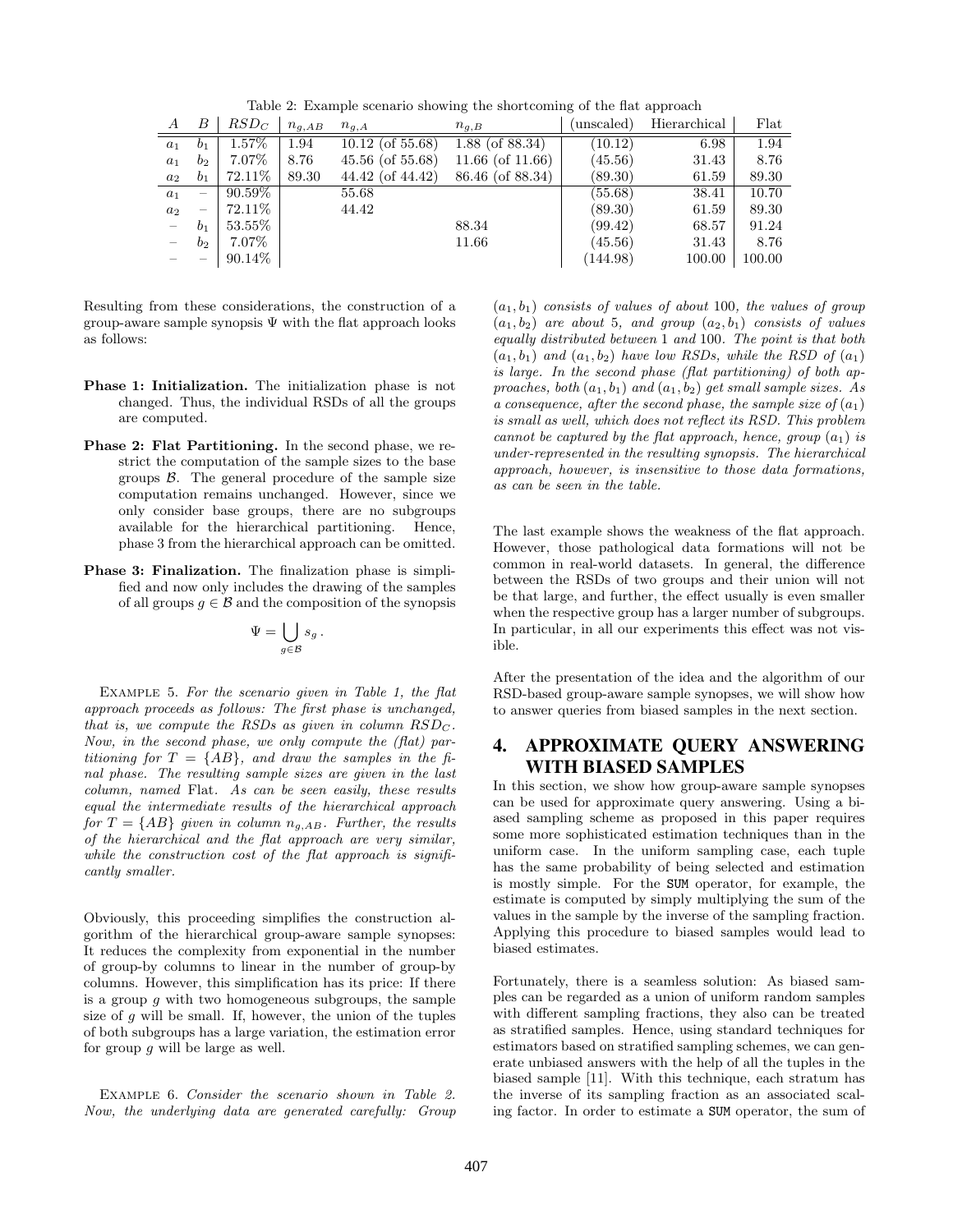Table 2: Example scenario showing the shortcoming of the flat approach

| $A$ | $B$ | $RSD_C$ | $n_{g,AB}$ | $n_{g,A}$ | $n_{g,B}$ | (unscaled) | Hierarchical | Flat |
|---|---|---|---|---|---|---|---|---|
| $a_1$ | $b_1$ | 1.57% | 1.94 | 10.12 (of 55.68) | 1.88 (of 88.34) | (10.12) | 6.98 | 1.94 |
| $a_1$ | $b_2$ | 7.07% | 8.76 | 45.56 (of 55.68) | 11.66 (of 11.66) | (45.56) | 31.43 | 8.76 |
| $a_2$ | $b_1$ | 72.11% | 89.30 | 44.42 (of 44.42) | 86.46 (of 88.34) | (89.30) | 61.59 | 89.30 |
| $a_1$ | – | 90.59% | | 55.68 | | (55.68) | 38.41 | 10.70 |
| $a_2$ | – | 72.11% | | 44.42 | | (89.30) | 61.59 | 89.30 |
| – | $b_1$ | 53.55% | | | 88.34 | (99.42) | 68.57 | 91.24 |
| – | $b_2$ | 7.07% | | | 11.66 | (45.56) | 31.43 | 8.76 |
| – | – | 90.14% | | | | (144.98) | 100.00 | 100.00 |

Resulting from these considerations, the construction of a group-aware sample synopsis $\Psi$ with the flat approach looks as follows:

- **Phase 1: Initialization.** The initialization phase is not changed. Thus, the individual RSDs of all the groups are computed.
- **Phase 2: Flat Partitioning.** In the second phase, we restrict the computation of the sample sizes to the base groups $\mathcal{B}$. The general procedure of the sample size computation remains unchanged. However, since we only consider base groups, there are no subgroups available for the hierarchical partitioning. Hence, phase 3 from the hierarchical approach can be omitted.
- **Phase 3: Finalization.** The finalization phase is simplified and now only includes the drawing of the samples of all groups $g \in \mathcal{B}$ and the composition of the synopsis

$$\Psi = \bigcup_{g \in \mathcal{B}} s_g .$$

Example 5. *For the scenario given in Table 1, the flat approach proceeds as follows: The first phase is unchanged, that is, we compute the RSDs as given in column $RSD_C$. Now, in the second phase, we only compute the (flat) partitioning for $T = \{AB\}$, and draw the samples in the final phase. The resulting sample sizes are given in the last column, named* Flat. *As can be seen easily, these results equal the intermediate results of the hierarchical approach for $T = \{AB\}$ given in column $n_{g,AB}$. Further, the results of the hierarchical and the flat approach are very similar, while the construction cost of the flat approach is significantly smaller.*

Obviously, this proceeding simplifies the construction algorithm of the hierarchical group-aware sample synopses: It reduces the complexity from exponential in the number of group-by columns to linear in the number of group-by columns. However, this simplification has its price: If there is a group $g$ with two homogeneous subgroups, the sample size of $g$ will be small. If, however, the union of the tuples of both subgroups has a large variation, the estimation error for group $g$ will be large as well.

Example 6. *Consider the scenario shown in Table 2. Now, the underlying data are generated carefully: Group $(a_1, b_1)$ consists of values of about 100, the values of group $(a_1, b_2)$ are about 5, and group $(a_2, b_1)$ consists of values equally distributed between 1 and 100. The point is that both $(a_1, b_1)$ and $(a_1, b_2)$ have low RSDs, while the RSD of $(a_1)$ is large. In the second phase (flat partitioning) of both approaches, both $(a_1, b_1)$ and $(a_1, b_2)$ get small sample sizes. As a consequence, after the second phase, the sample size of $(a_1)$ is small as well, which does not reflect its RSD. This problem cannot be captured by the flat approach, hence, group $(a_1)$ is under-represented in the resulting synopsis. The hierarchical approach, however, is insensitive to those data formations, as can be seen in the table.*

The last example shows the weakness of the flat approach. However, those pathological data formations will not be common in real-world datasets. In general, the difference between the RSDs of two groups and their union will not be that large, and further, the effect usually is even smaller when the respective group has a larger number of subgroups. In particular, in all our experiments this effect was not visible.

After the presentation of the idea and the algorithm of our RSD-based group-aware sample synopses, we will show how to answer queries from biased samples in the next section.

## 4. APPROXIMATE QUERY ANSWERING WITH BIASED SAMPLES

In this section, we show how group-aware sample synopses can be used for approximate query answering. Using a biased sampling scheme as proposed in this paper requires some more sophisticated estimation techniques than in the uniform case. In the uniform sampling case, each tuple has the same probability of being selected and estimation is mostly simple. For the SUM operator, for example, the estimate is computed by simply multiplying the sum of the values in the sample by the inverse of the sampling fraction. Applying this procedure to biased samples would lead to biased estimates.

Fortunately, there is a seamless solution: As biased samples can be regarded as a union of uniform random samples with different sampling fractions, they also can be treated as stratified samples. Hence, using standard techniques for estimators based on stratified sampling schemes, we can generate unbiased answers with the help of all the tuples in the biased sample [11]. With this technique, each stratum has the inverse of its sampling fraction as an associated scaling factor. In order to estimate a SUM operator, the sum of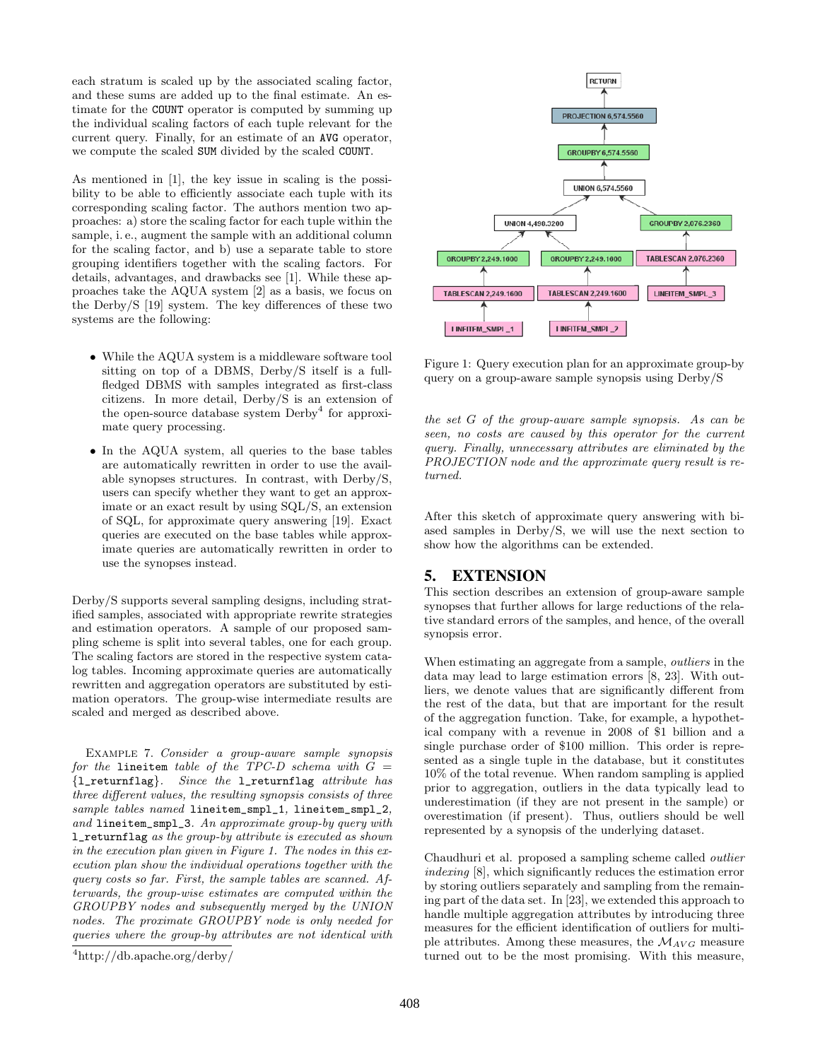each stratum is scaled up by the associated scaling factor, and these sums are added up to the final estimate. An estimate for the `COUNT` operator is computed by summing up the individual scaling factors of each tuple relevant for the current query. Finally, for an estimate of an `AVG` operator, we compute the scaled `SUM` divided by the scaled `COUNT`.

As mentioned in [1], the key issue in scaling is the possibility to be able to efficiently associate each tuple with its corresponding scaling factor. The authors mention two approaches: a) store the scaling factor for each tuple within the sample, i. e., augment the sample with an additional column for the scaling factor, and b) use a separate table to store grouping identifiers together with the scaling factors. For details, advantages, and drawbacks see [1]. While these approaches take the AQUA system [2] as a basis, we focus on the Derby/S [19] system. The key differences of these two systems are the following:

- While the AQUA system is a middleware software tool sitting on top of a DBMS, Derby/S itself is a full-fledged DBMS with samples integrated as first-class citizens. In more detail, Derby/S is an extension of the open-source database system Derby[4] for approximate query processing.
- In the AQUA system, all queries to the base tables are automatically rewritten in order to use the available synopses structures. In contrast, with Derby/S, users can specify whether they want to get an approximate or an exact result by using SQL/S, an extension of SQL, for approximate query answering [19]. Exact queries are executed on the base tables while approximate queries are automatically rewritten in order to use the synopses instead.

Derby/S supports several sampling designs, including stratified samples, associated with appropriate rewrite strategies and estimation operators. A sample of our proposed sampling scheme is split into several tables, one for each group. The scaling factors are stored in the respective system catalog tables. Incoming approximate queries are automatically rewritten and aggregation operators are substituted by estimation operators. The group-wise intermediate results are scaled and merged as described above.

EXAMPLE 7. *Consider a group-aware sample synopsis for the* `lineitem` *table of the TPC-D schema with* $G = \{$`l_returnflag`$\}$. *Since the* `l_returnflag` *attribute has three different values, the resulting synopsis consists of three sample tables named* `lineitem_smpl_1`, `lineitem_smpl_2`, *and* `lineitem_smpl_3`. *An approximate group-by query with* `l_returnflag` *as the group-by attribute is executed as shown in the execution plan given in Figure 1. The nodes in this execution plan show the individual operations together with the query costs so far. First, the sample tables are scanned. Afterwards, the group-wise estimates are computed within the GROUPBY nodes and subsequently merged by the UNION nodes. The proximate GROUPBY node is only needed for queries where the group-by attributes are not identical with the set G of the group-aware sample synopsis. As can be seen, no costs are caused by this operator for the current query. Finally, unnecessary attributes are eliminated by the PROJECTION node and the approximate query result is returned.*

[4] http://db.apache.org/derby/

Figure 1: Query execution plan for an approximate group-by query on a group-aware sample synopsis using Derby/S

After this sketch of approximate query answering with biased samples in Derby/S, we will use the next section to show how the algorithms can be extended.

## 5. EXTENSION

This section describes an extension of group-aware sample synopses that further allows for large reductions of the relative standard errors of the samples, and hence, of the overall synopsis error.

When estimating an aggregate from a sample, *outliers* in the data may lead to large estimation errors [8, 23]. With outliers, we denote values that are significantly different from the rest of the data, but that are important for the result of the aggregation function. Take, for example, a hypothetical company with a revenue in 2008 of \$1 billion and a single purchase order of \$100 million. This order is represented as a single tuple in the database, but it constitutes 10% of the total revenue. When random sampling is applied prior to aggregation, outliers in the data typically lead to underestimation (if they are not present in the sample) or overestimation (if present). Thus, outliers should be well represented by a synopsis of the underlying dataset.

Chaudhuri et al. proposed a sampling scheme called *outlier indexing* [8], which significantly reduces the estimation error by storing outliers separately and sampling from the remaining part of the data set. In [23], we extended this approach to handle multiple aggregation attributes by introducing three measures for the efficient identification of outliers for multiple attributes. Among these measures, the $\mathcal{M}_{AVG}$ measure turned out to be the most promising. With this measure,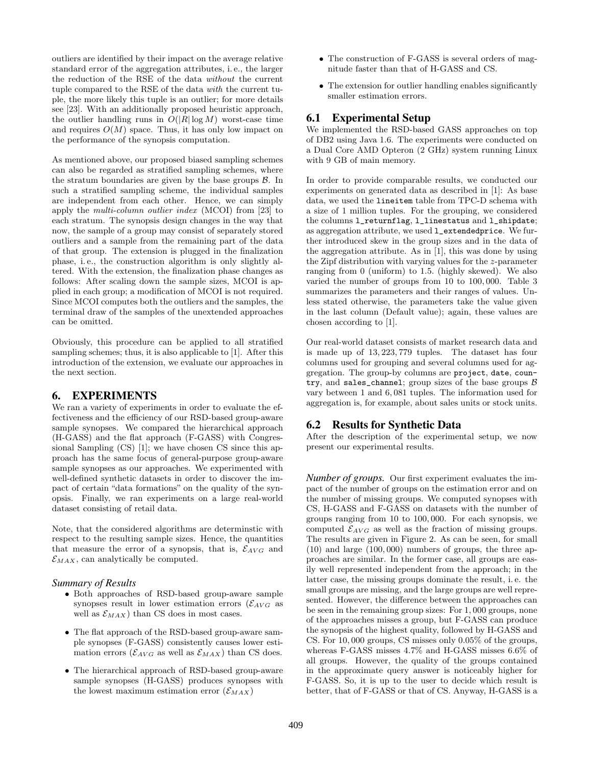outliers are identified by their impact on the average relative standard error of the aggregation attributes, i. e., the larger the reduction of the RSE of the data *without* the current tuple compared to the RSE of the data *with* the current tuple, the more likely this tuple is an outlier; for more details see [23]. With an additionally proposed heuristic approach, the outlier handling runs in $O(|R| \log M)$ worst-case time and requires $O(M)$ space. Thus, it has only low impact on the performance of the synopsis computation.

As mentioned above, our proposed biased sampling schemes can also be regarded as stratified sampling schemes, where the stratum boundaries are given by the base groups $\mathcal{B}$. In such a stratified sampling scheme, the individual samples are independent from each other. Hence, we can simply apply the *multi-column outlier index* (MCOI) from [23] to each stratum. The synopsis design changes in the way that now, the sample of a group may consist of separately stored outliers and a sample from the remaining part of the data of that group. The extension is plugged in the finalization phase, i. e., the construction algorithm is only slightly altered. With the extension, the finalization phase changes as follows: After scaling down the sample sizes, MCOI is applied in each group; a modification of MCOI is not required. Since MCOI computes both the outliers and the samples, the terminal draw of the samples of the unextended approaches can be omitted.

Obviously, this procedure can be applied to all stratified sampling schemes; thus, it is also applicable to [1]. After this introduction of the extension, we evaluate our approaches in the next section.

## 6. EXPERIMENTS

We ran a variety of experiments in order to evaluate the effectiveness and the efficiency of our RSD-based group-aware sample synopses. We compared the hierarchical approach (H-GASS) and the flat approach (F-GASS) with Congressional Sampling (CS) [1]; we have chosen CS since this approach has the same focus of general-purpose group-aware sample synopses as our approaches. We experimented with well-defined synthetic datasets in order to discover the impact of certain "data formations" on the quality of the synopsis. Finally, we ran experiments on a large real-world dataset consisting of retail data.

Note, that the considered algorithms are determinstic with respect to the resulting sample sizes. Hence, the quantities that measure the error of a synopsis, that is, $\mathcal{E}_{AVG}$ and $\mathcal{E}_{MAX}$, can analytically be computed.

#### *Summary of Results*

- Both approaches of RSD-based group-aware sample synopses result in lower estimation errors ($\mathcal{E}_{AVG}$ as well as $\mathcal{E}_{MAX}$) than CS does in most cases.
- The flat approach of the RSD-based group-aware sample synopses (F-GASS) consistently causes lower estimation errors ($\mathcal{E}_{AVG}$ as well as $\mathcal{E}_{MAX}$) than CS does.
- The hierarchical approach of RSD-based group-aware sample synopses (H-GASS) produces synopses with the lowest maximum estimation error ($\mathcal{E}_{MAX}$)
- The construction of F-GASS is several orders of magnitude faster than that of H-GASS and CS.
- The extension for outlier handling enables significantly smaller estimation errors.

### 6.1 Experimental Setup

We implemented the RSD-based GASS approaches on top of DB2 using Java 1.6. The experiments were conducted on a Dual Core AMD Opteron (2 GHz) system running Linux with 9 GB of main memory.

In order to provide comparable results, we conducted our experiments on generated data as described in [1]: As base data, we used the `lineitem` table from TPC-D schema with a size of 1 million tuples. For the grouping, we considered the columns `l_returnflag`, `l_linestatus` and `l_shipdate`; as aggregation attribute, we used `l_extendedprice`. We further introduced skew in the group sizes and in the data of the aggregation attribute. As in [1], this was done by using the Zipf distribution with varying values for the $z$-parameter ranging from 0 (uniform) to 1.5. (highly skewed). We also varied the number of groups from 10 to 100,000. Table 3 summarizes the parameters and their ranges of values. Unless stated otherwise, the parameters take the value given in the last column (Default value); again, these values are chosen according to [1].

Our real-world dataset consists of market research data and is made up of 13,223,779 tuples. The dataset has four columns used for grouping and several columns used for aggregation. The group-by columns are `project`, `date`, `country`, and `sales_channel`; group sizes of the base groups $\mathcal{B}$ vary between 1 and 6,081 tuples. The information used for aggregation is, for example, about sales units or stock units.

### 6.2 Results for Synthetic Data

After the description of the experimental setup, we now present our experimental results.

***Number of groups.*** Our first experiment evaluates the impact of the number of groups on the estimation error and on the number of missing groups. We computed synopses with CS, H-GASS and F-GASS on datasets with the number of groups ranging from 10 to 100,000. For each synopsis, we computed $\mathcal{E}_{AVG}$ as well as the fraction of missing groups. The results are given in Figure 2. As can be seen, for small (10) and large (100,000) numbers of groups, the three approaches are similar. In the former case, all groups are easily well represented independent from the approach; in the latter case, the missing groups dominate the result, i. e. the small groups are missing, and the large groups are well represented. However, the difference between the approaches can be seen in the remaining group sizes: For 1,000 groups, none of the approaches misses a group, but F-GASS can produce the synopsis of the highest quality, followed by H-GASS and CS. For 10,000 groups, CS misses only 0.05% of the groups, whereas F-GASS misses 4.7% and H-GASS misses 6.6% of all groups. However, the quality of the groups contained in the approximate query answer is noticeably higher for F-GASS. So, it is up to the user to decide which result is better, that of F-GASS or that of CS. Anyway, H-GASS is a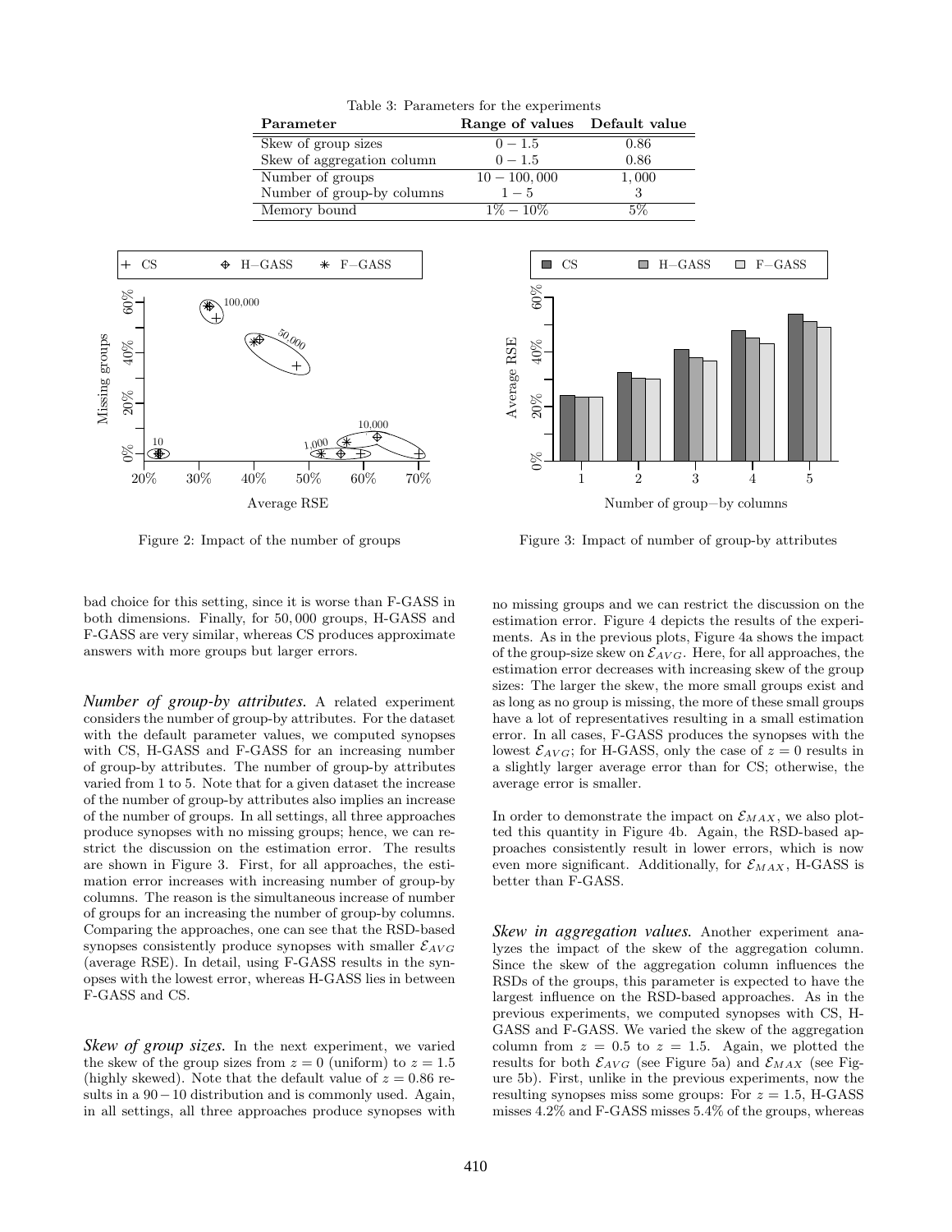Table 3: Parameters for the experiments

| Parameter | Range of values | Default value |
|---|---|---|
| Skew of group sizes | $0-1.5$ | 0.86 |
| Skew of aggregation column | $0-1.5$ | 0.86 |
| Number of groups | $10-100,000$ | $1,000$ |
| Number of group-by columns | $1-5$ | 3 |
| Memory bound | $1\%-10\%$ | $5\%$ |

Figure 2: Impact of the number of groups

Figure 3: Impact of number of group-by attributes

bad choice for this setting, since it is worse than F-GASS in both dimensions. Finally, for 50,000 groups, H-GASS and F-GASS are very similar, whereas CS produces approximate answers with more groups but larger errors.

***Number of group-by attributes.*** A related experiment considers the number of group-by attributes. For the dataset with the default parameter values, we computed synopses with CS, H-GASS and F-GASS for an increasing number of group-by attributes. The number of group-by attributes varied from 1 to 5. Note that for a given dataset the increase of the number of group-by attributes also implies an increase of the number of groups. In all settings, all three approaches produce synopses with no missing groups; hence, we can restrict the discussion on the estimation error. The results are shown in Figure 3. First, for all approaches, the estimation error increases with increasing number of group-by columns. The reason is the simultaneous increase of number of groups for an increasing the number of group-by columns. Comparing the approaches, one can see that the RSD-based synopses consistently produce synopses with smaller $\mathcal{E}_{AVG}$ (average RSE). In detail, using F-GASS results in the synopses with the lowest error, whereas H-GASS lies in between F-GASS and CS.

***Skew of group sizes.*** In the next experiment, we varied the skew of the group sizes from $z = 0$ (uniform) to $z = 1.5$ (highly skewed). Note that the default value of $z = 0.86$ results in a $90-10$ distribution and is commonly used. Again, in all settings, all three approaches produce synopses with no missing groups and we can restrict the discussion on the estimation error. Figure 4 depicts the results of the experiments. As in the previous plots, Figure 4a shows the impact of the group-size skew on $\mathcal{E}_{AVG}$. Here, for all approaches, the estimation error decreases with increasing skew of the group sizes: The larger the skew, the more small groups exist and as long as no group is missing, the more of these small groups have a lot of representatives resulting in a small estimation error. In all cases, F-GASS produces the synopses with the lowest $\mathcal{E}_{AVG}$; for H-GASS, only the case of $z = 0$ results in a slightly larger average error than for CS; otherwise, the average error is smaller.

In order to demonstrate the impact on $\mathcal{E}_{MAX}$, we also plotted this quantity in Figure 4b. Again, the RSD-based approaches consistently result in lower errors, which is now even more significant. Additionally, for $\mathcal{E}_{MAX}$, H-GASS is better than F-GASS.

***Skew in aggregation values.*** Another experiment analyzes the impact of the skew of the aggregation column. Since the skew of the aggregation column influences the RSDs of the groups, this parameter is expected to have the largest influence on the RSD-based approaches. As in the previous experiments, we computed synopses with CS, H-GASS and F-GASS. We varied the skew of the aggregation column from $z = 0.5$ to $z = 1.5$. Again, we plotted the results for both $\mathcal{E}_{AVG}$ (see Figure 5a) and $\mathcal{E}_{MAX}$ (see Figure 5b). First, unlike in the previous experiments, now the resulting synopses miss some groups: For $z = 1.5$, H-GASS misses 4.2% and F-GASS misses 5.4% of the groups, whereas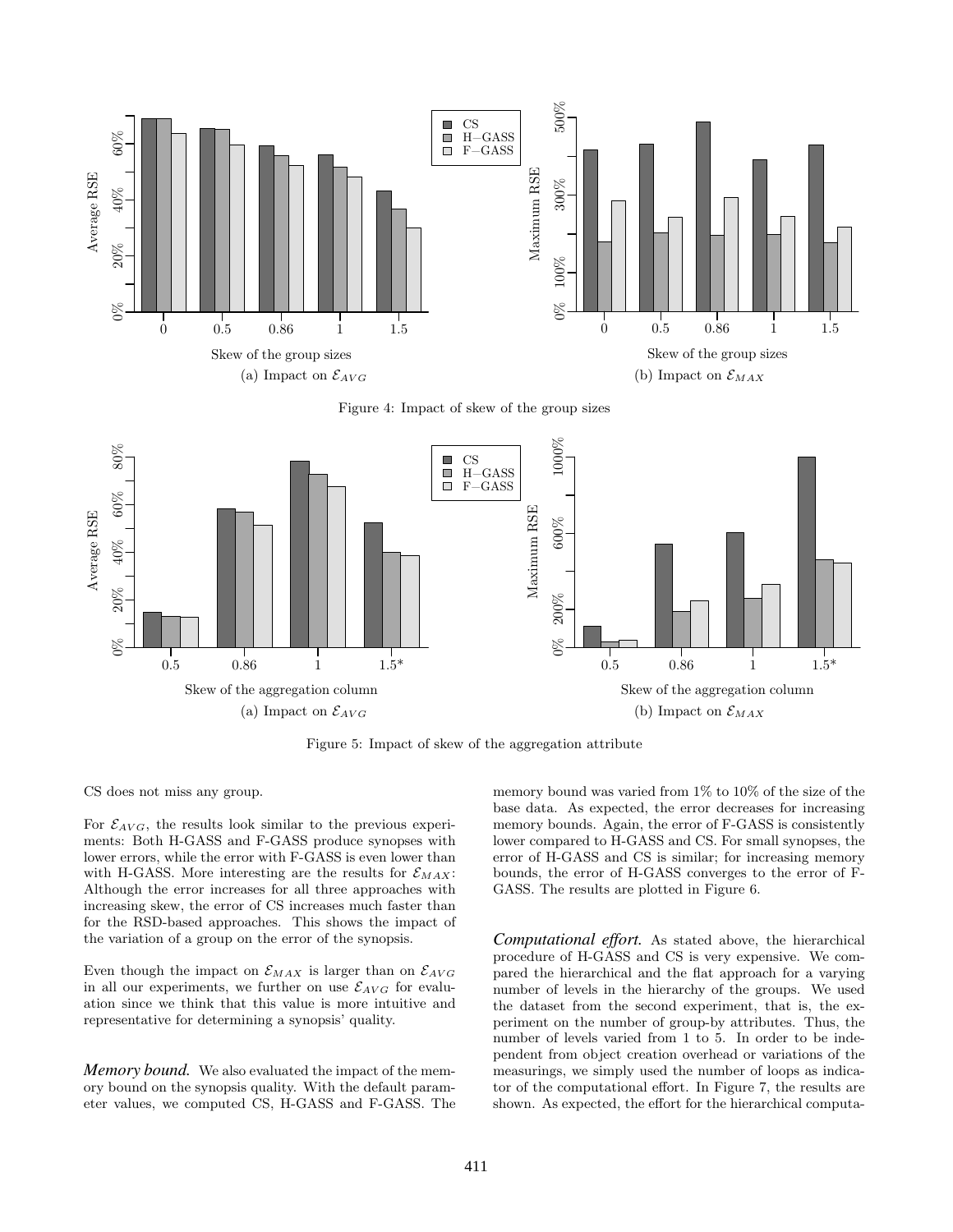Figure 4: Impact of skew of the group sizes

(a) Impact on $\mathcal{E}_{AVG}$

(b) Impact on $\mathcal{E}_{MAX}$

Figure 5: Impact of skew of the aggregation attribute

(a) Impact on $\mathcal{E}_{AVG}$

(b) Impact on $\mathcal{E}_{MAX}$

CS does not miss any group.

For $\mathcal{E}_{AVG}$, the results look similar to the previous experiments: Both H-GASS and F-GASS produce synopses with lower errors, while the error with F-GASS is even lower than with H-GASS. More interesting are the results for $\mathcal{E}_{MAX}$: Although the error increases for all three approaches with increasing skew, the error of CS increases much faster than for the RSD-based approaches. This shows the impact of the variation of a group on the error of the synopsis.

Even though the impact on $\mathcal{E}_{MAX}$ is larger than on $\mathcal{E}_{AVG}$ in all our experiments, we further on use $\mathcal{E}_{AVG}$ for evaluation since we think that this value is more intuitive and representative for determining a synopsis' quality.

***Memory bound.*** We also evaluated the impact of the memory bound on the synopsis quality. With the default parameter values, we computed CS, H-GASS and F-GASS. The memory bound was varied from 1% to 10% of the size of the base data. As expected, the error decreases for increasing memory bounds. Again, the error of F-GASS is consistently lower compared to H-GASS and CS. For small synopses, the error of H-GASS and CS is similar; for increasing memory bounds, the error of H-GASS converges to the error of F-GASS. The results are plotted in Figure 6.

***Computational effort.*** As stated above, the hierarchical procedure of H-GASS and CS is very expensive. We compared the hierarchical and the flat approach for a varying number of levels in the hierarchy of the groups. We used the dataset from the second experiment, that is, the experiment on the number of group-by attributes. Thus, the number of levels varied from 1 to 5. In order to be independent from object creation overhead or variations of the measurings, we simply used the number of loops as indicator of the computational effort. In Figure 7, the results are shown. As expected, the effort for the hierarchical computa-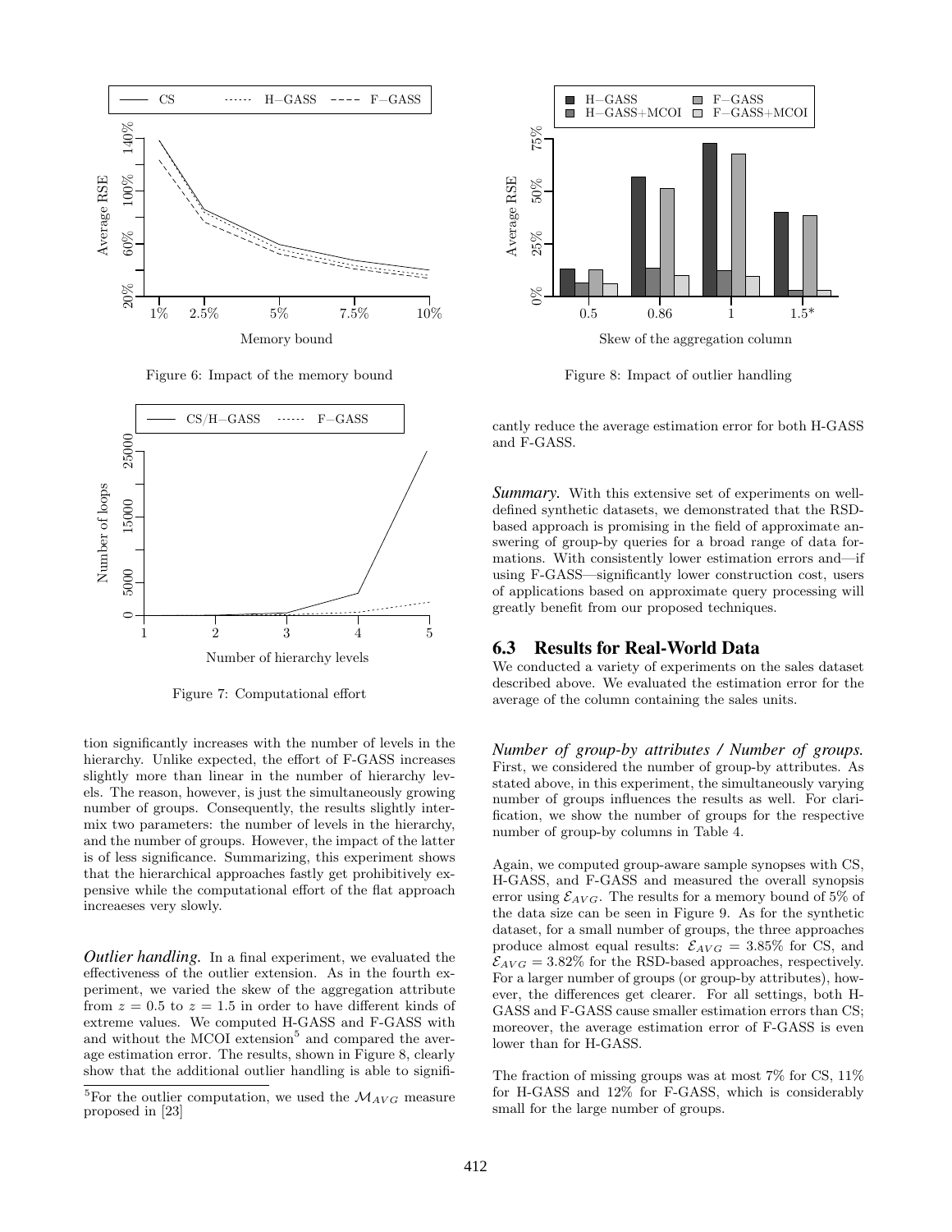Figure 6: Impact of the memory bound

Figure 7: Computational effort

tion significantly increases with the number of levels in the hierarchy. Unlike expected, the effort of F-GASS increases slightly more than linear in the number of hierarchy levels. The reason, however, is just the simultaneously growing number of groups. Consequently, the results slightly intermix two parameters: the number of levels in the hierarchy, and the number of groups. However, the impact of the latter is of less significance. Summarizing, this experiment shows that the hierarchical approaches fastly get prohibitively expensive while the computational effort of the flat approach increaeses very slowly.

***Outlier handling.*** In a final experiment, we evaluated the effectiveness of the outlier extension. As in the fourth experiment, we varied the skew of the aggregation attribute from $z = 0.5$ to $z = 1.5$ in order to have different kinds of extreme values. We computed H-GASS and F-GASS with and without the MCOI extension[5] and compared the average estimation error. The results, shown in Figure 8, clearly show that the additional outlier handling is able to significantly reduce the average estimation error for both H-GASS and F-GASS.

[5]For the outlier computation, we used the $\mathcal{M}_{AVG}$ measure proposed in [23]

Figure 8: Impact of outlier handling

***Summary.*** With this extensive set of experiments on well-defined synthetic datasets, we demonstrated that the RSD-based approach is promising in the field of approximate answering of group-by queries for a broad range of data formations. With consistently lower estimation errors and—if using F-GASS—significantly lower construction cost, users of applications based on approximate query processing will greatly benefit from our proposed techniques.

## 6.3 Results for Real-World Data

We conducted a variety of experiments on the sales dataset described above. We evaluated the estimation error for the average of the column containing the sales units.

***Number of group-by attributes / Number of groups.*** First, we considered the number of group-by attributes. As stated above, in this experiment, the simultaneously varying number of groups influences the results as well. For clarification, we show the number of groups for the respective number of group-by columns in Table 4.

Again, we computed group-aware sample synopses with CS, H-GASS, and F-GASS and measured the overall synopsis error using $\mathcal{E}_{AVG}$. The results for a memory bound of 5% of the data size can be seen in Figure 9. As for the synthetic dataset, for a small number of groups, the three approaches produce almost equal results: $\mathcal{E}_{AVG} = 3.85\%$ for CS, and $\mathcal{E}_{AVG} = 3.82\%$ for the RSD-based approaches, respectively. For a larger number of groups (or group-by attributes), however, the differences get clearer. For all settings, both H-GASS and F-GASS cause smaller estimation errors than CS; moreover, the average estimation error of F-GASS is even lower than for H-GASS.

The fraction of missing groups was at most 7% for CS, 11% for H-GASS and 12% for F-GASS, which is considerably small for the large number of groups.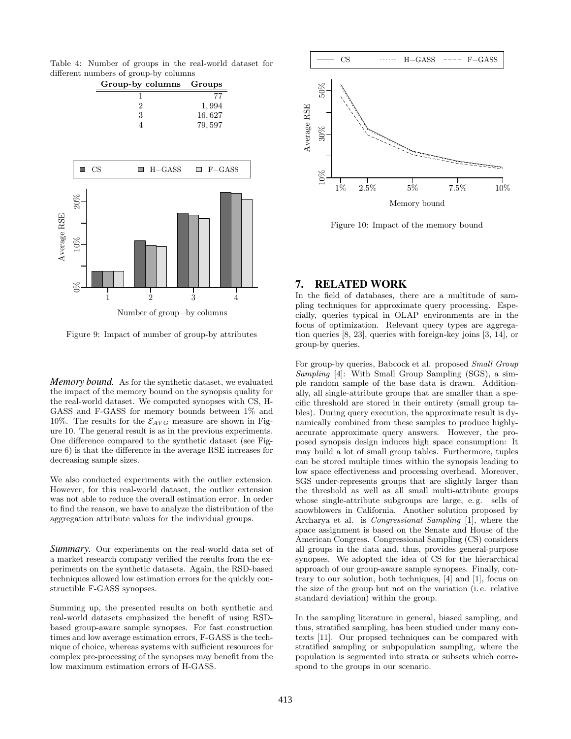Table 4: Number of groups in the real-world dataset for different numbers of group-by columns

| Group-by columns | Groups |
|---|---|
| 1 | 77 |
| 2 | 1,994 |
| 3 | 16,627 |
| 4 | 79,597 |

Figure 9: Impact of number of group-by attributes

***Memory bound.*** As for the synthetic dataset, we evaluated the impact of the memory bound on the synopsis quality for the real-world dataset. We computed synopses with CS, H-GASS and F-GASS for memory bounds between 1% and 10%. The results for the $\mathcal{E}_{AVG}$ measure are shown in Figure 10. The general result is as in the previous experiments. One difference compared to the synthetic dataset (see Figure 6) is that the difference in the average RSE increases for decreasing sample sizes.

We also conducted experiments with the outlier extension. However, for this real-world dataset, the outlier extension was not able to reduce the overall estimation error. In order to find the reason, we have to analyze the distribution of the aggregation attribute values for the individual groups.

***Summary.*** Our experiments on the real-world data set of a market research company verified the results from the experiments on the synthetic datasets. Again, the RSD-based techniques allowed low estimation errors for the quickly constructible F-GASS synopses.

Summing up, the presented results on both synthetic and real-world datasets emphasized the benefit of using RSD-based group-aware sample synopses. For fast construction times and low average estimation errors, F-GASS is the technique of choice, whereas systems with sufficient resources for complex pre-processing of the synopses may benefit from the low maximum estimation errors of H-GASS.

Figure 10: Impact of the memory bound

## 7. RELATED WORK

In the field of databases, there are a multitude of sampling techniques for approximate query processing. Especially, queries typical in OLAP environments are in the focus of optimization. Relevant query types are aggregation queries [8, 23], queries with foreign-key joins [3, 14], or group-by queries.

For group-by queries, Babcock et al. proposed *Small Group Sampling* [4]: With Small Group Sampling (SGS), a simple random sample of the base data is drawn. Additionally, all single-attribute groups that are smaller than a specific threshold are stored in their entirety (small group tables). During query execution, the approximate result is dynamically combined from these samples to produce highly-accurate approximate query answers. However, the proposed synopsis design induces high space consumption: It may build a lot of small group tables. Furthermore, tuples can be stored multiple times within the synopsis leading to low space effectiveness and processing overhead. Moreover, SGS under-represents groups that are slightly larger than the threshold as well as all small multi-attribute groups whose single-attribute subgroups are large, e. g. sells of snowblowers in California. Another solution proposed by Archarya et al. is *Congressional Sampling* [1], where the space assignment is based on the Senate and House of the American Congress. Congressional Sampling (CS) considers all groups in the data and, thus, provides general-purpose synopses. We adopted the idea of CS for the hierarchical approach of our group-aware sample synopses. Finally, contrary to our solution, both techniques, [4] and [1], focus on the size of the group but not on the variation (i. e. relative standard deviation) within the group.

In the sampling literature in general, biased sampling, and thus, stratified sampling, has been studied under many contexts [11]. Our propsed techniques can be compared with stratified sampling or subpopulation sampling, where the population is segmented into strata or subsets which correspond to the groups in our scenario.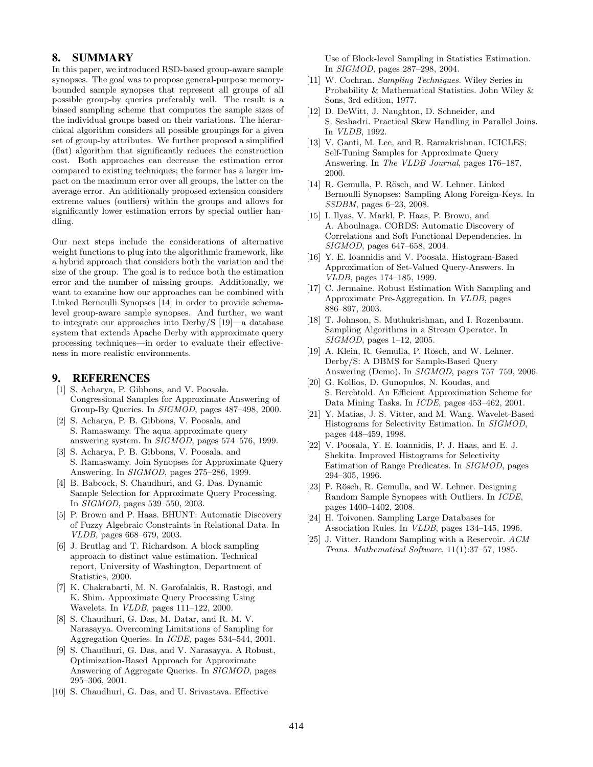## 8. SUMMARY

In this paper, we introduced RSD-based group-aware sample synopses. The goal was to propose general-purpose memory-bounded sample synopses that represent all groups of all possible group-by queries preferably well. The result is a biased sampling scheme that computes the sample sizes of the individual groups based on their variations. The hierarchical algorithm considers all possible groupings for a given set of group-by attributes. We further proposed a simplified (flat) algorithm that significantly reduces the construction cost. Both approaches can decrease the estimation error compared to existing techniques; the former has a larger impact on the maximum error over all groups, the latter on the average error. An additionally proposed extension considers extreme values (outliers) within the groups and allows for significantly lower estimation errors by special outlier handling.

Our next steps include the considerations of alternative weight functions to plug into the algorithmic framework, like a hybrid approach that considers both the variation and the size of the group. The goal is to reduce both the estimation error and the number of missing groups. Additionally, we want to examine how our approaches can be combined with Linked Bernoulli Synopses [14] in order to provide schema-level group-aware sample synopses. And further, we want to integrate our approaches into Derby/S [19]—a database system that extends Apache Derby with approximate query processing techniques—in order to evaluate their effectiveness in more realistic environments.

## 9. REFERENCES

[1] S. Acharya, P. Gibbons, and V. Poosala. Congressional Samples for Approximate Answering of Group-By Queries. In *SIGMOD*, pages 487–498, 2000.

[2] S. Acharya, P. B. Gibbons, V. Poosala, and S. Ramaswamy. The aqua approximate query answering system. In *SIGMOD*, pages 574–576, 1999.

[3] S. Acharya, P. B. Gibbons, V. Poosala, and S. Ramaswamy. Join Synopses for Approximate Query Answering. In *SIGMOD*, pages 275–286, 1999.

[4] B. Babcock, S. Chaudhuri, and G. Das. Dynamic Sample Selection for Approximate Query Processing. In *SIGMOD*, pages 539–550, 2003.

[5] P. Brown and P. Haas. BHUNT: Automatic Discovery of Fuzzy Algebraic Constraints in Relational Data. In *VLDB*, pages 668–679, 2003.

[6] J. Brutlag and T. Richardson. A block sampling approach to distinct value estimation. Technical report, University of Washington, Department of Statistics, 2000.

[7] K. Chakrabarti, M. N. Garofalakis, R. Rastogi, and K. Shim. Approximate Query Processing Using Wavelets. In *VLDB*, pages 111–122, 2000.

[8] S. Chaudhuri, G. Das, M. Datar, and R. M. V. Narasayya. Overcoming Limitations of Sampling for Aggregation Queries. In *ICDE*, pages 534–544, 2001.

[9] S. Chaudhuri, G. Das, and V. Narasayya. A Robust, Optimization-Based Approach for Approximate Answering of Aggregate Queries. In *SIGMOD*, pages 295–306, 2001.

[10] S. Chaudhuri, G. Das, and U. Srivastava. Effective Use of Block-level Sampling in Statistics Estimation. In *SIGMOD*, pages 287–298, 2004.

[11] W. Cochran. *Sampling Techniques*. Wiley Series in Probability & Mathematical Statistics. John Wiley & Sons, 3rd edition, 1977.

[12] D. DeWitt, J. Naughton, D. Schneider, and S. Seshadri. Practical Skew Handling in Parallel Joins. In *VLDB*, 1992.

[13] V. Ganti, M. Lee, and R. Ramakrishnan. ICICLES: Self-Tuning Samples for Approximate Query Answering. In *The VLDB Journal*, pages 176–187, 2000.

[14] R. Gemulla, P. Rösch, and W. Lehner. Linked Bernoulli Synopses: Sampling Along Foreign-Keys. In *SSDBM*, pages 6–23, 2008.

[15] I. Ilyas, V. Markl, P. Haas, P. Brown, and A. Aboulnaga. CORDS: Automatic Discovery of Correlations and Soft Functional Dependencies. In *SIGMOD*, pages 647–658, 2004.

[16] Y. E. Ioannidis and V. Poosala. Histogram-Based Approximation of Set-Valued Query-Answers. In *VLDB*, pages 174–185, 1999.

[17] C. Jermaine. Robust Estimation With Sampling and Approximate Pre-Aggregation. In *VLDB*, pages 886–897, 2003.

[18] T. Johnson, S. Muthukrishnan, and I. Rozenbaum. Sampling Algorithms in a Stream Operator. In *SIGMOD*, pages 1–12, 2005.

[19] A. Klein, R. Gemulla, P. Rösch, and W. Lehner. Derby/S: A DBMS for Sample-Based Query Answering (Demo). In *SIGMOD*, pages 757–759, 2006.

[20] G. Kollios, D. Gunopulos, N. Koudas, and S. Berchtold. An Efficient Approximation Scheme for Data Mining Tasks. In *ICDE*, pages 453–462, 2001.

[21] Y. Matias, J. S. Vitter, and M. Wang. Wavelet-Based Histograms for Selectivity Estimation. In *SIGMOD*, pages 448–459, 1998.

[22] V. Poosala, Y. E. Ioannidis, P. J. Haas, and E. J. Shekita. Improved Histograms for Selectivity Estimation of Range Predicates. In *SIGMOD*, pages 294–305, 1996.

[23] P. Rösch, R. Gemulla, and W. Lehner. Designing Random Sample Synopses with Outliers. In *ICDE*, pages 1400–1402, 2008.

[24] H. Toivonen. Sampling Large Databases for Association Rules. In *VLDB*, pages 134–145, 1996.

[25] J. Vitter. Random Sampling with a Reservoir. *ACM Trans. Mathematical Software*, 11(1):37–57, 1985.